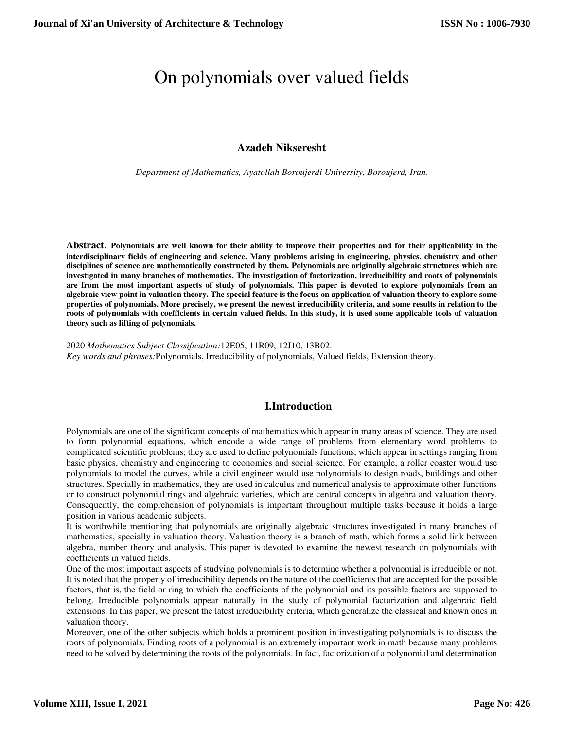# On polynomials over valued fields

**Azadeh Nikseresht**

*Department of Mathematics, Ayatollah Boroujerdi University, Boroujerd, Iran.*

**Abstract**. **Polynomials are well known for their ability to improve their properties and for their applicability in the interdisciplinary fields of engineering and science. Many problems arising in engineering, physics, chemistry and other disciplines of science are mathematically constructed by them. Polynomials are originally algebraic structures which are investigated in many branches of mathematics. The investigation of factorization, irreducibility and roots of polynomials are from the most important aspects of study of polynomials. This paper is devoted to explore polynomials from an algebraic view point in valuation theory. The special feature is the focus on application of valuation theory to explore some properties of polynomials. More precisely, we present the newest irreducibility criteria, and some results in relation to the roots of polynomials with coefficients in certain valued fields. In this study, it is used some applicable tools of valuation theory such as lifting of polynomials.**

2020 *Mathematics Subject Classification:* 12E05, 11R09, 12J10, 13B02.
*Key words and phrases:* Polynomials, Irreducibility of polynomials, Valued fields, Extension theory.

## I. Introduction

Polynomials are one of the significant concepts of mathematics which appear in many areas of science. They are used to form polynomial equations, which encode a wide range of problems from elementary word problems to complicated scientific problems; they are used to define polynomials functions, which appear in settings ranging from basic physics, chemistry and engineering to economics and social science. For example, a roller coaster would use polynomials to model the curves, while a civil engineer would use polynomials to design roads, buildings and other structures. Specially in mathematics, they are used in calculus and numerical analysis to approximate other functions or to construct polynomial rings and algebraic varieties, which are central concepts in algebra and valuation theory. Consequently, the comprehension of polynomials is important throughout multiple tasks because it holds a large position in various academic subjects.

It is worthwhile mentioning that polynomials are originally algebraic structures investigated in many branches of mathematics, specially in valuation theory. Valuation theory is a branch of math, which forms a solid link between algebra, number theory and analysis. This paper is devoted to examine the newest research on polynomials with coefficients in valued fields.

One of the most important aspects of studying polynomials is to determine whether a polynomial is irreducible or not. It is noted that the property of irreducibility depends on the nature of the coefficients that are accepted for the possible factors, that is, the field or ring to which the coefficients of the polynomial and its possible factors are supposed to belong. Irreducible polynomials appear naturally in the study of polynomial factorization and algebraic field extensions. In this paper, we present the latest irreducibility criteria, which generalize the classical and known ones in valuation theory.

Moreover, one of the other subjects which holds a prominent position in investigating polynomials is to discuss the roots of polynomials. Finding roots of a polynomial is an extremely important work in math because many problems need to be solved by determining the roots of the polynomials. In fact, factorization of a polynomial and determination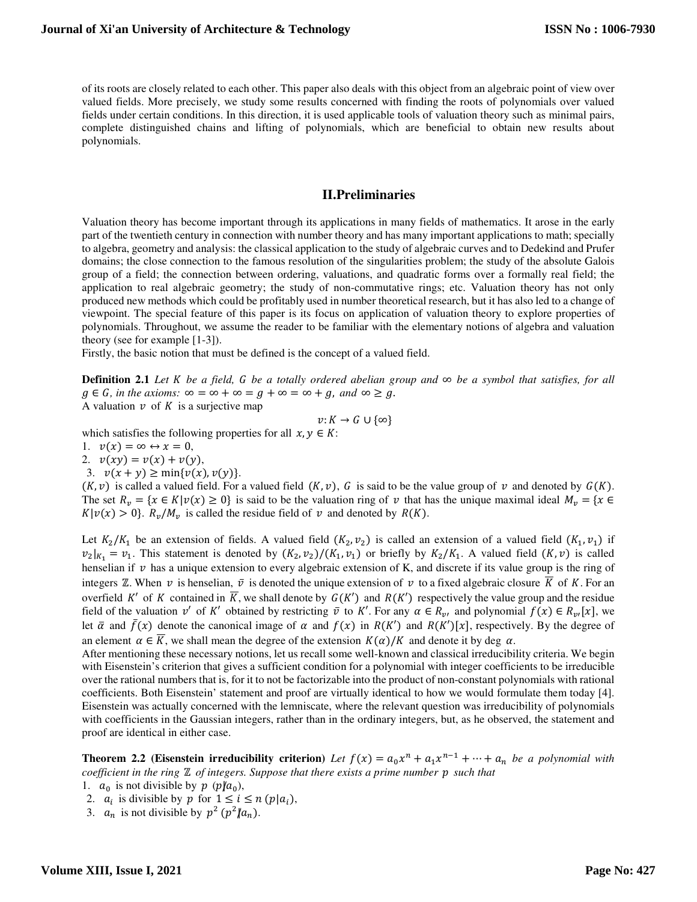of its roots are closely related to each other. This paper also deals with this object from an algebraic point of view over valued fields. More precisely, we study some results concerned with finding the roots of polynomials over valued fields under certain conditions. In this direction, it is used applicable tools of valuation theory such as minimal pairs, complete distinguished chains and lifting of polynomials, which are beneficial to obtain new results about polynomials.

## II.Preliminaries

Valuation theory has become important through its applications in many fields of mathematics. It arose in the early part of the twentieth century in connection with number theory and has many important applications to math; specially to algebra, geometry and analysis: the classical application to the study of algebraic curves and to Dedekind and Prufer domains; the close connection to the famous resolution of the singularities problem; the study of the absolute Galois group of a field; the connection between ordering, valuations, and quadratic forms over a formally real field; the application to real algebraic geometry; the study of non-commutative rings; etc. Valuation theory has not only produced new methods which could be profitably used in number theoretical research, but it has also led to a change of viewpoint. The special feature of this paper is its focus on application of valuation theory to explore properties of polynomials. Throughout, we assume the reader to be familiar with the elementary notions of algebra and valuation theory (see for example [1-3]).

Firstly, the basic notion that must be defined is the concept of a valued field.

**Definition 2.1** *Let $K$ be a field, $G$ be a totally ordered abelian group and $\infty$ be a symbol that satisfies, for all $g \in G$, in the axioms: $\infty = \infty + \infty = g + \infty = \infty + g$, and $\infty \geq g$.*

A valuation $v$ of $K$ is a surjective map

$$v: K \rightarrow G \cup \{\infty\}$$

which satisfies the following properties for all $x, y \in K$:

1. $v(x) = \infty \leftrightarrow x = 0$,
2. $v(xy) = v(x) + v(y)$,
3. $v(x + y) \geq \min\{v(x), v(y)\}$.

$(K, v)$ is called a valued field. For a valued field $(K, v)$, $G$ is said to be the value group of $v$ and denoted by $G(K)$. The set $R_v = \{x \in K | v(x) \geq 0\}$ is said to be the valuation ring of $v$ that has the unique maximal ideal $M_v = \{x \in K | v(x) > 0\}$. $R_v/M_v$ is called the residue field of $v$ and denoted by $R(K)$.

Let $K_2/K_1$ be an extension of fields. A valued field $(K_2, v_2)$ is called an extension of a valued field $(K_1, v_1)$ if $v_2|_{K_1} = v_1$. This statement is denoted by $(K_2, v_2)/(K_1, v_1)$ or briefly by $K_2/K_1$. A valued field $(K, v)$ is called henselian if $v$ has a unique extension to every algebraic extension of K, and discrete if its value group is the ring of integers $\mathbb{Z}$. When $v$ is henselian, $\bar{v}$ is denoted the unique extension of $v$ to a fixed algebraic closure $\overline{K}$ of $K$. For an overfield $K'$ of $K$ contained in $\overline{K}$, we shall denote by $G(K')$ and $R(K')$ respectively the value group and the residue field of the valuation $v'$ of $K'$ obtained by restricting $\bar{v}$ to $K'$. For any $\alpha \in R_{v'}$ and polynomial $f(x) \in R_{v'}[x]$, we let $\bar{\alpha}$ and $\bar{f}(x)$ denote the canonical image of $\alpha$ and $f(x)$ in $R(K')$ and $R(K')[x]$, respectively. By the degree of an element $\alpha \in \overline{K}$, we shall mean the degree of the extension $K(\alpha)/K$ and denote it by deg $\alpha$.

After mentioning these necessary notions, let us recall some well-known and classical irreducibility criteria. We begin with Eisenstein's criterion that gives a sufficient condition for a polynomial with integer coefficients to be irreducible over the rational numbers that is, for it to not be factorizable into the product of non-constant polynomials with rational coefficients. Both Eisenstein' statement and proof are virtually identical to how we would formulate them today [4]. Eisenstein was actually concerned with the lemniscate, where the relevant question was irreducibility of polynomials with coefficients in the Gaussian integers, rather than in the ordinary integers, but, as he observed, the statement and proof are identical in either case.

**Theorem 2.2 (Eisenstein irreducibility criterion)** *Let $f(x) = a_0x^n + a_1x^{n-1} + \cdots + a_n$ be a polynomial with coefficient in the ring $\mathbb{Z}$ of integers. Suppose that there exists a prime number $p$ such that*

1. $a_0$ is not divisible by $p$ ($p \nmid a_0$),
2. $a_i$ is divisible by $p$ for $1 \leq i \leq n$ ($p | a_i$),
3. $a_n$ is not divisible by $p^2$ ($p^2 \nmid a_n$).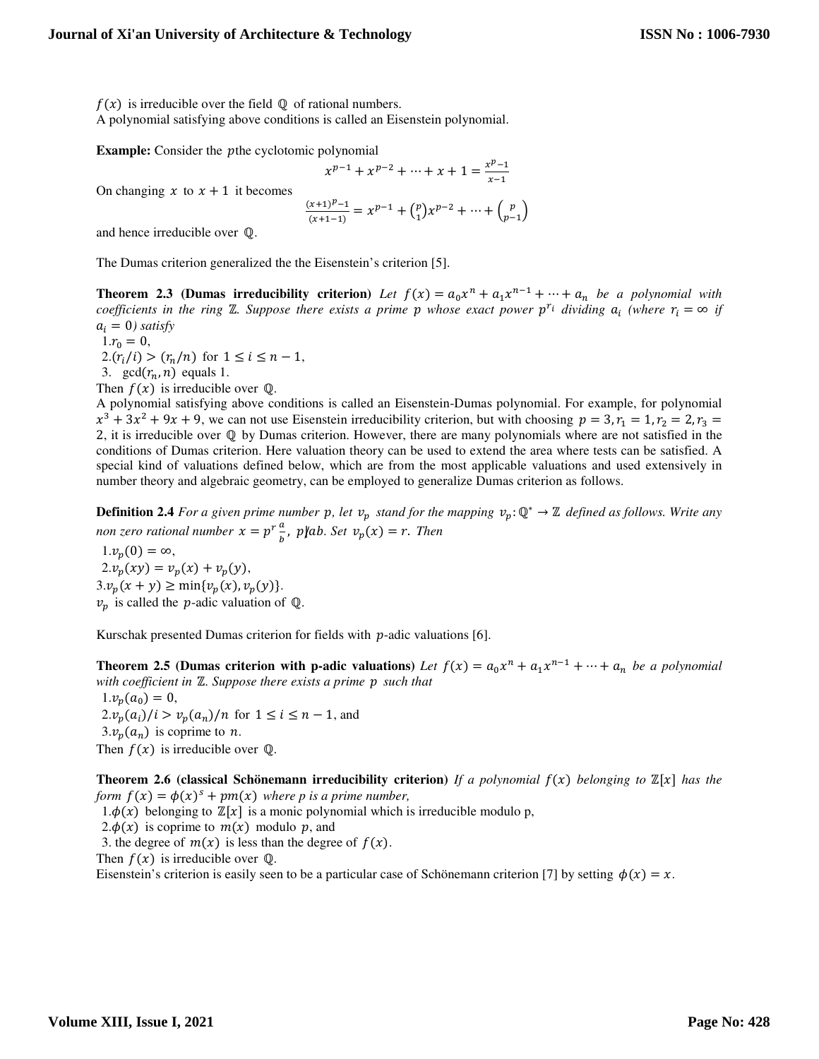$f(x)$ is irreducible over the field $\mathbb{Q}$ of rational numbers.
A polynomial satisfying above conditions is called an Eisenstein polynomial.

**Example:** Consider the $p$the cyclotomic polynomial

$$x^{p-1} + x^{p-2} + \cdots + x + 1 = \frac{x^p - 1}{x - 1}$$

On changing $x$ to $x + 1$ it becomes

$$\frac{(x+1)^p - 1}{(x+1-1)} = x^{p-1} + \binom{p}{1} x^{p-2} + \cdots + \binom{p}{p-1}$$

and hence irreducible over $\mathbb{Q}$.

The Dumas criterion generalized the the Eisenstein's criterion [5].

**Theorem 2.3 (Dumas irreducibility criterion)** *Let $f(x) = a_0 x^n + a_1 x^{n-1} + \cdots + a_n$ be a polynomial with coefficients in the ring $\mathbb{Z}$. Suppose there exists a prime $p$ whose exact power $p^{r_i}$ dividing $a_i$ (where $r_i = \infty$ if $a_i = 0$) satisfy*

1. $r_0 = 0$,
2. $(r_i/i) > (r_n/n)$ for $1 \leq i \leq n-1$,
3. $\gcd(r_n, n)$ equals 1.

Then $f(x)$ is irreducible over $\mathbb{Q}$.
A polynomial satisfying above conditions is called an Eisenstein-Dumas polynomial. For example, for polynomial $x^3 + 3x^2 + 9x + 9$, we can not use Eisenstein irreducibility criterion, but with choosing $p = 3, r_1 = 1, r_2 = 2, r_3 = 2$, it is irreducible over $\mathbb{Q}$ by Dumas criterion. However, there are many polynomials where are not satisfied in the conditions of Dumas criterion. Here valuation theory can be used to extend the area where tests can be satisfied. A special kind of valuations defined below, which are from the most applicable valuations and used extensively in number theory and algebraic geometry, can be employed to generalize Dumas criterion as follows.

**Definition 2.4** *For a given prime number $p$, let $v_p$ stand for the mapping $v_p : \mathbb{Q}^* \to \mathbb{Z}$ defined as follows. Write any non zero rational number $x = p^r \frac{a}{b}$, $p \nmid ab$. Set $v_p(x) = r$. Then*

1. $v_p(0) = \infty$,
2. $v_p(xy) = v_p(x) + v_p(y)$,
3. $v_p(x + y) \geq \min\{v_p(x), v_p(y)\}$.

$v_p$ is called the $p$-adic valuation of $\mathbb{Q}$.

Kurschak presented Dumas criterion for fields with $p$-adic valuations [6].

**Theorem 2.5 (Dumas criterion with p-adic valuations)** *Let $f(x) = a_0 x^n + a_1 x^{n-1} + \cdots + a_n$ be a polynomial with coefficient in $\mathbb{Z}$. Suppose there exists a prime $p$ such that*

1. $v_p(a_0) = 0$,
2. $v_p(a_i)/i > v_p(a_n)/n$ for $1 \leq i \leq n-1$, and
3. $v_p(a_n)$ is coprime to $n$.

Then $f(x)$ is irreducible over $\mathbb{Q}$.

**Theorem 2.6 (classical Schönemann irreducibility criterion)** *If a polynomial $f(x)$ belonging to $\mathbb{Z}[x]$ has the form $f(x) = \phi(x)^s + pm(x)$ where p is a prime number,*

1. $\phi(x)$ belonging to $\mathbb{Z}[x]$ is a monic polynomial which is irreducible modulo p,
2. $\phi(x)$ is coprime to $m(x)$ modulo $p$, and
3. the degree of $m(x)$ is less than the degree of $f(x)$.

Then $f(x)$ is irreducible over $\mathbb{Q}$.
Eisenstein's criterion is easily seen to be a particular case of Schönemann criterion [7] by setting $\phi(x) = x$.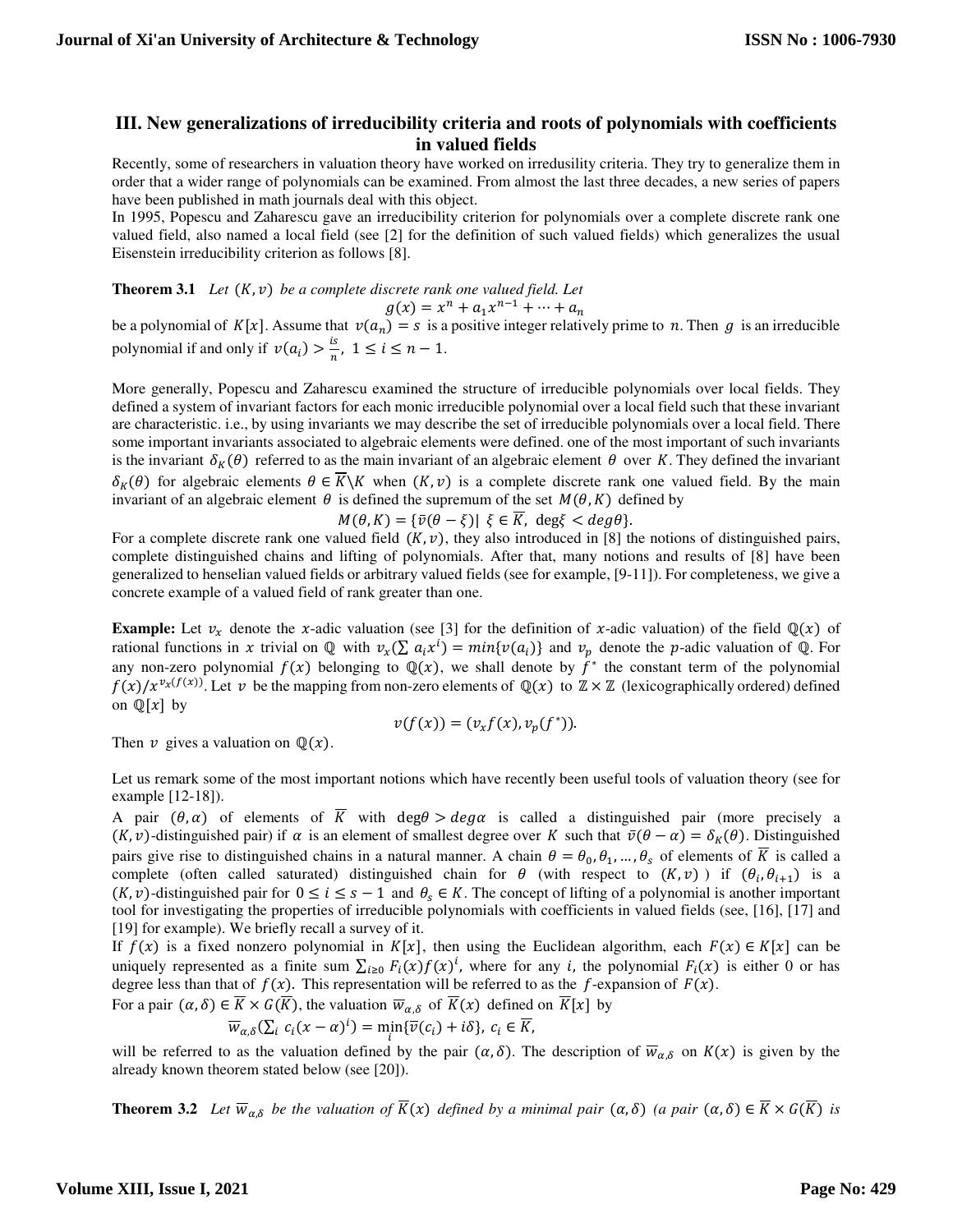## III. New generalizations of irreducibility criteria and roots of polynomials with coefficients in valued fields

Recently, some of researchers in valuation theory have worked on irredusility criteria. They try to generalize them in order that a wider range of polynomials can be examined. From almost the last three decades, a new series of papers have been published in math journals deal with this object.

In 1995, Popescu and Zaharescu gave an irreducibility criterion for polynomials over a complete discrete rank one valued field, also named a local field (see [2] for the definition of such valued fields) which generalizes the usual Eisenstein irreducibility criterion as follows [8].

**Theorem 3.1** *Let $(K, v)$ be a complete discrete rank one valued field. Let*

$$g(x) = x^n + a_1 x^{n-1} + \cdots + a_n$$

be a polynomial of $K[x]$. Assume that $v(a_n) = s$ is a positive integer relatively prime to $n$. Then $g$ is an irreducible polynomial if and only if $v(a_i) > \frac{is}{n},\ 1 \leq i \leq n-1$.

More generally, Popescu and Zaharescu examined the structure of irreducible polynomials over local fields. They defined a system of invariant factors for each monic irreducible polynomial over a local field such that these invariant are characteristic. i.e., by using invariants we may describe the set of irreducible polynomials over a local field. There some important invariants associated to algebraic elements were defined. one of the most important of such invariants is the invariant $\delta_K(\theta)$ referred to as the main invariant of an algebraic element $\theta$ over $K$. They defined the invariant $\delta_K(\theta)$ for algebraic elements $\theta \in \overline{K}\backslash K$ when $(K, v)$ is a complete discrete rank one valued field. By the main invariant of an algebraic element $\theta$ is defined the supremum of the set $M(\theta, K)$ defined by

$$M(\theta, K) = \{\bar{v}(\theta - \xi) |\ \xi \in \overline{K},\ \deg\xi < deg\theta\}.$$

For a complete discrete rank one valued field $(K, v)$, they also introduced in [8] the notions of distinguished pairs, complete distinguished chains and lifting of polynomials. After that, many notions and results of [8] have been generalized to henselian valued fields or arbitrary valued fields (see for example, [9-11]). For completeness, we give a concrete example of a valued field of rank greater than one.

**Example:** Let $v_x$ denote the $x$-adic valuation (see [3] for the definition of $x$-adic valuation) of the field $\mathbb{Q}(x)$ of rational functions in $x$ trivial on $\mathbb{Q}$ with $v_x(\sum a_i x^i) = min\{v(a_i)\}$ and $v_p$ denote the $p$-adic valuation of $\mathbb{Q}$. For any non-zero polynomial $f(x)$ belonging to $\mathbb{Q}(x)$, we shall denote by $f^*$ the constant term of the polynomial $f(x)/x^{v_x(f(x))}$. Let $v$ be the mapping from non-zero elements of $\mathbb{Q}(x)$ to $\mathbb{Z} \times \mathbb{Z}$ (lexicographically ordered) defined on $\mathbb{Q}[x]$ by

$$v(f(x)) = (v_x f(x), v_p(f^*)).$$

Then $v$ gives a valuation on $\mathbb{Q}(x)$.

Let us remark some of the most important notions which have recently been useful tools of valuation theory (see for example [12-18]).

A pair $(\theta, \alpha)$ of elements of $\overline{K}$ with $\deg\theta > deg\alpha$ is called a distinguished pair (more precisely a $(K, v)$-distinguished pair) if $\alpha$ is an element of smallest degree over $K$ such that $\bar{v}(\theta - \alpha) = \delta_K(\theta)$. Distinguished pairs give rise to distinguished chains in a natural manner. A chain $\theta = \theta_0, \theta_1, \ldots, \theta_s$ of elements of $\overline{K}$ is called a complete (often called saturated) distinguished chain for $\theta$ (with respect to $(K, v)$ ) if $(\theta_i, \theta_{i+1})$ is a $(K, v)$-distinguished pair for $0 \leq i \leq s-1$ and $\theta_s \in K$. The concept of lifting of a polynomial is another important tool for investigating the properties of irreducible polynomials with coefficients in valued fields (see, [16], [17] and [19] for example). We briefly recall a survey of it.

If $f(x)$ is a fixed nonzero polynomial in $K[x]$, then using the Euclidean algorithm, each $F(x) \in K[x]$ can be uniquely represented as a finite sum $\sum_{i \geq 0} F_i(x) f(x)^i$, where for any $i$, the polynomial $F_i(x)$ is either 0 or has degree less than that of $f(x)$. This representation will be referred to as the $f$-expansion of $F(x)$.

For a pair $(\alpha, \delta) \in \overline{K} \times G(\overline{K})$, the valuation $\overline{w}_{\alpha,\delta}$ of $\overline{K}(x)$ defined on $\overline{K}[x]$ by

$$\overline{w}_{\alpha,\delta}(\textstyle\sum_i c_i (x - \alpha)^i) = \min_i\{\bar{v}(c_i) + i\delta\},\ c_i \in \overline{K},$$

will be referred to as the valuation defined by the pair $(\alpha, \delta)$. The description of $\overline{w}_{\alpha,\delta}$ on $K(x)$ is given by the already known theorem stated below (see [20]).

**Theorem 3.2** *Let $\overline{w}_{\alpha,\delta}$ be the valuation of $\overline{K}(x)$ defined by a minimal pair $(\alpha, \delta)$ (a pair $(\alpha, \delta) \in \overline{K} \times G(\overline{K})$ is*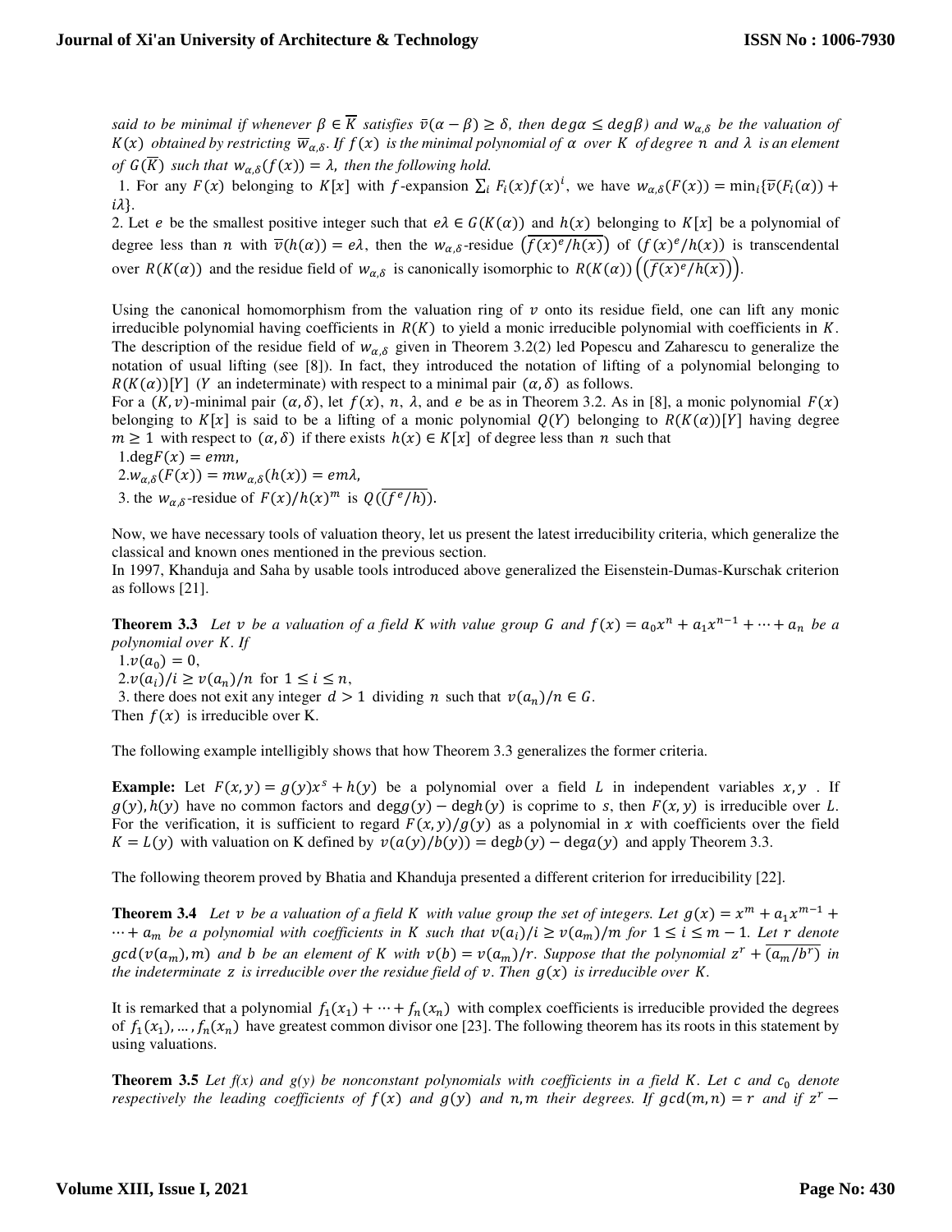*said to be minimal if whenever $\beta \in \overline{K}$ satisfies $\bar{v}(\alpha - \beta) \geq \delta$, then $deg\alpha \leq deg\beta$) and $w_{\alpha,\delta}$ be the valuation of $K(x)$ obtained by restricting $\overline{w}_{\alpha,\delta}$. If $f(x)$ is the minimal polynomial of $\alpha$ over $K$ of degree $n$ and $\lambda$ is an element of $G(\overline{K})$ such that $w_{\alpha,\delta}(f(x)) = \lambda$, then the following hold.*

1. For any $F(x)$ belonging to $K[x]$ with $f$-expansion $\sum_i F_i(x)f(x)^i$, we have $w_{\alpha,\delta}(F(x)) = \min_i\{\bar{v}(F_i(\alpha)) + i\lambda\}$.

2. Let $e$ be the smallest positive integer such that $e\lambda \in G(K(\alpha))$ and $h(x)$ belonging to $K[x]$ be a polynomial of degree less than $n$ with $\bar{v}(h(\alpha)) = e\lambda$, then the $w_{\alpha,\delta}$-residue $\left(\overline{f(x)^e/h(x)}\right)$ of $(f(x)^e/h(x))$ is transcendental over $R(K(\alpha))$ and the residue field of $w_{\alpha,\delta}$ is canonically isomorphic to $R(K(\alpha))\left(\left(\overline{f(x)^e/h(x)}\right)\right)$.

Using the canonical homomorphism from the valuation ring of $v$ onto its residue field, one can lift any monic irreducible polynomial having coefficients in $R(K)$ to yield a monic irreducible polynomial with coefficients in $K$. The description of the residue field of $w_{\alpha,\delta}$ given in Theorem 3.2(2) led Popescu and Zaharescu to generalize the notation of usual lifting (see [8]). In fact, they introduced the notation of lifting of a polynomial belonging to $R(K(\alpha))[Y]$ ($Y$ an indeterminate) with respect to a minimal pair $(\alpha, \delta)$ as follows.

For a $(K, v)$-minimal pair $(\alpha, \delta)$, let $f(x)$, $n$, $\lambda$, and $e$ be as in Theorem 3.2. As in [8], a monic polynomial $F(x)$ belonging to $K[x]$ is said to be a lifting of a monic polynomial $Q(Y)$ belonging to $R(K(\alpha))[Y]$ having degree $m \geq 1$ with respect to $(\alpha, \delta)$ if there exists $h(x) \in K[x]$ of degree less than $n$ such that

1. $\deg F(x) = emn$,
2. $w_{\alpha,\delta}(F(x)) = m w_{\alpha,\delta}(h(x)) = em\lambda$,
3. the $w_{\alpha,\delta}$-residue of $F(x)/h(x)^m$ is $Q(\overline{(f^e/h)})$.

Now, we have necessary tools of valuation theory, let us present the latest irreducibility criteria, which generalize the classical and known ones mentioned in the previous section.

In 1997, Khanduja and Saha by usable tools introduced above generalized the Eisenstein-Dumas-Kurschak criterion as follows [21].

**Theorem 3.3** *Let $v$ be a valuation of a field K with value group $G$ and $f(x) = a_0x^n + a_1x^{n-1} + \cdots + a_n$ be a polynomial over $K$. If*

1. $v(a_0) = 0$,
2. $v(a_i)/i \geq v(a_n)/n$ for $1 \leq i \leq n$,
3. there does not exit any integer $d > 1$ dividing $n$ such that $v(a_n)/n \in G$.

Then $f(x)$ is irreducible over K.

The following example intelligibly shows that how Theorem 3.3 generalizes the former criteria.

**Example:** Let $F(x, y) = g(y)x^s + h(y)$ be a polynomial over a field $L$ in independent variables $x, y$. If $g(y), h(y)$ have no common factors and $\deg g(y) - \deg h(y)$ is coprime to $s$, then $F(x, y)$ is irreducible over $L$. For the verification, it is sufficient to regard $F(x, y)/g(y)$ as a polynomial in $x$ with coefficients over the field $K = L(y)$ with valuation on K defined by $v(a(y)/b(y)) = \deg b(y) - \deg a(y)$ and apply Theorem 3.3.

The following theorem proved by Bhatia and Khanduja presented a different criterion for irreducibility [22].

**Theorem 3.4** *Let $v$ be a valuation of a field $K$ with value group the set of integers. Let $g(x) = x^m + a_1x^{m-1} + \cdots + a_m$ be a polynomial with coefficients in $K$ such that $v(a_i)/i \geq v(a_m)/m$ for $1 \leq i \leq m - 1$. Let $r$ denote $gcd(v(a_m), m)$ and $b$ be an element of $K$ with $v(b) = v(a_m)/r$. Suppose that the polynomial $z^r + \overline{(a_m/b^r)}$ in the indeterminate $z$ is irreducible over the residue field of $v$. Then $g(x)$ is irreducible over $K$.*

It is remarked that a polynomial $f_1(x_1) + \cdots + f_n(x_n)$ with complex coefficients is irreducible provided the degrees of $f_1(x_1), \ldots, f_n(x_n)$ have greatest common divisor one [23]. The following theorem has its roots in this statement by using valuations.

**Theorem 3.5** *Let f(x) and g(y) be nonconstant polynomials with coefficients in a field $K$. Let $c$ and $c_0$ denote respectively the leading coefficients of $f(x)$ and $g(y)$ and $n, m$ their degrees. If $gcd(m, n) = r$ and if $z^r -$*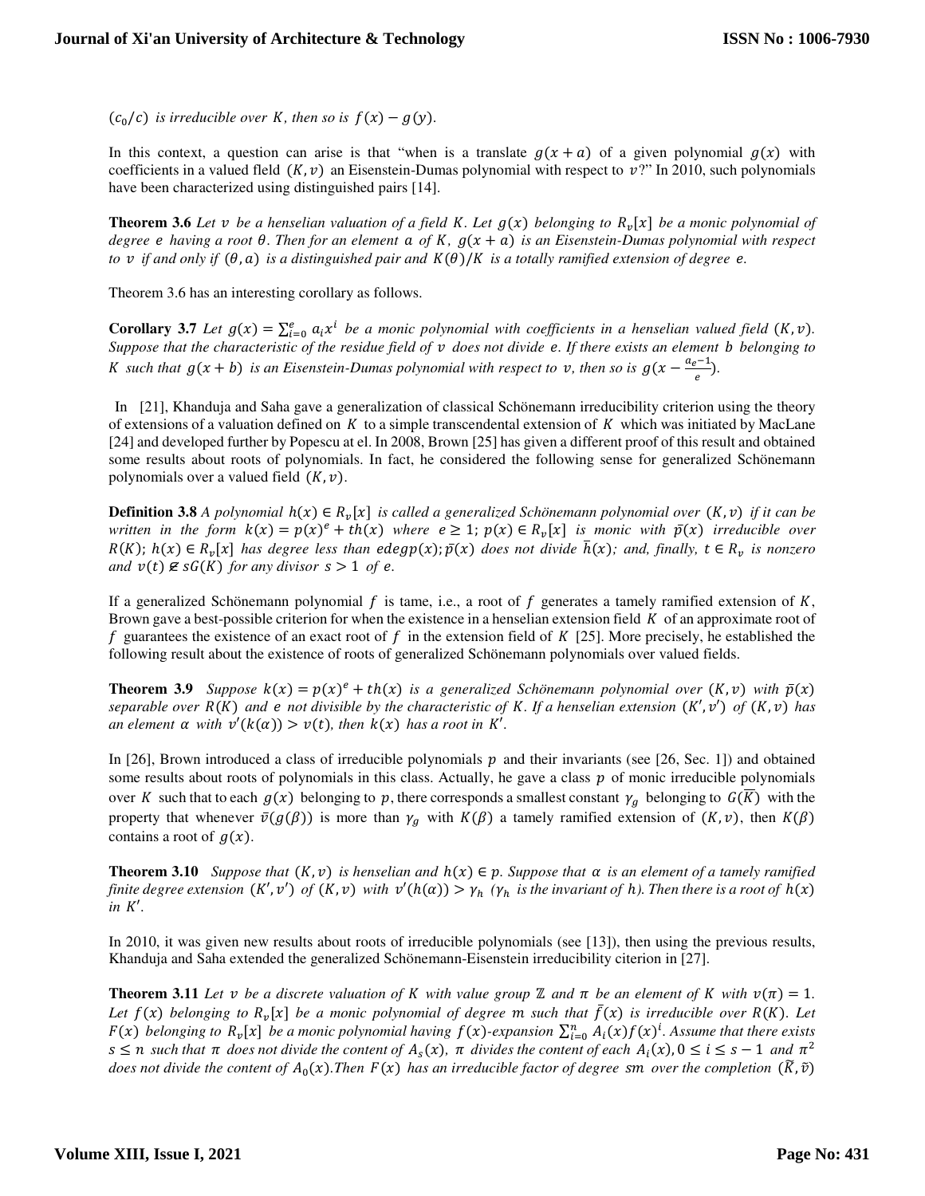$(c_0/c)$ *is irreducible over* $K$, *then so is* $f(x) - g(y)$.

In this context, a question can arise is that "when is a translate $g(x + a)$ of a given polynomial $g(x)$ with coefficients in a valued fleld $(K, v)$ an Eisenstein-Dumas polynomial with respect to $v$?" In 2010, such polynomials have been characterized using distinguished pairs [14].

**Theorem 3.6** *Let* $v$ *be a henselian valuation of a field* $K$. *Let* $g(x)$ *belonging to* $R_v[x]$ *be a monic polynomial of degree* $e$ *having a root* $\theta$. *Then for an element* $a$ *of* $K$, $g(x + a)$ *is an Eisenstein-Dumas polynomial with respect to* $v$ *if and only if* $(\theta, a)$ *is a distinguished pair and* $K(\theta)/K$ *is a totally ramified extension of degree* $e$.

Theorem 3.6 has an interesting corollary as follows.

**Corollary 3.7** *Let* $g(x) = \sum_{i=0}^{e} a_i x^i$ *be a monic polynomial with coefficients in a henselian valued field* $(K, v)$. *Suppose that the characteristic of the residue field of* $v$ *does not divide* $e$. *If there exists an element* $b$ *belonging to* $K$ *such that* $g(x + b)$ *is an Eisenstein-Dumas polynomial with respect to* $v$, *then so is* $g(x - \frac{a_{e-1}}{e})$.

In [21], Khanduja and Saha gave a generalization of classical Schönemann irreducibility criterion using the theory of extensions of a valuation defined on $K$ to a simple transcendental extension of $K$ which was initiated by MacLane [24] and developed further by Popescu at el. In 2008, Brown [25] has given a different proof of this result and obtained some results about roots of polynomials. In fact, he considered the following sense for generalized Schönemann polynomials over a valued field $(K, v)$.

**Definition 3.8** *A polynomial* $h(x) \in R_v[x]$ *is called a generalized Schönemann polynomial over* $(K, v)$ *if it can be written in the form* $k(x) = p(x)^e + th(x)$ *where* $e \geq 1$; $p(x) \in R_v[x]$ *is monic with* $\bar{p}(x)$ *irreducible over* $R(K)$; $h(x) \in R_v[x]$ *has degree less than edegp*$(x)$; $\bar{p}(x)$ *does not divide* $\bar{h}(x)$; *and, finally,* $t \in R_v$ *is nonzero and* $v(t) \not\in sG(K)$ *for any divisor* $s > 1$ *of* $e$.

If a generalized Schönemann polynomial $f$ is tame, i.e., a root of $f$ generates a tamely ramified extension of $K$, Brown gave a best-possible criterion for when the existence in a henselian extension field $K$ of an approximate root of $f$ guarantees the existence of an exact root of $f$ in the extension field of $K$ [25]. More precisely, he established the following result about the existence of roots of generalized Schönemann polynomials over valued fields.

**Theorem 3.9** *Suppose* $k(x) = p(x)^e + th(x)$ *is a generalized Schönemann polynomial over* $(K, v)$ *with* $\bar{p}(x)$ *separable over* $R(K)$ *and* $e$ *not divisible by the characteristic of* $K$. *If a henselian extension* $(K', v')$ *of* $(K, v)$ *has an element* $\alpha$ *with* $v'(k(\alpha)) > v(t)$, *then* $k(x)$ *has a root in* $K'$.

In [26], Brown introduced a class of irreducible polynomials $p$ and their invariants (see [26, Sec. 1]) and obtained some results about roots of polynomials in this class. Actually, he gave a class $p$ of monic irreducible polynomials over $K$ such that to each $g(x)$ belonging to $p$, there corresponds a smallest constant $\gamma_g$ belonging to $G(\overline{K})$ with the property that whenever $\bar{v}(g(\beta))$ is more than $\gamma_g$ with $K(\beta)$ a tamely ramified extension of $(K, v)$, then $K(\beta)$ contains a root of $g(x)$.

**Theorem 3.10** *Suppose that* $(K, v)$ *is henselian and* $h(x) \in p$. *Suppose that* $\alpha$ *is an element of a tamely ramified finite degree extension* $(K', v')$ *of* $(K, v)$ *with* $v'(h(\alpha)) > \gamma_h$ *(*$\gamma_h$ *is the invariant of* $h$*). Then there is a root of* $h(x)$ *in* $K'$.

In 2010, it was given new results about roots of irreducible polynomials (see [13]), then using the previous results, Khanduja and Saha extended the generalized Schönemann-Eisenstein irreducibility citerion in [27].

**Theorem 3.11** *Let* $v$ *be a discrete valuation of* $K$ *with value group* $\mathbb{Z}$ *and* $\pi$ *be an element of* $K$ *with* $v(\pi) = 1$. *Let* $f(x)$ *belonging to* $R_v[x]$ *be a monic polynomial of degree* $m$ *such that* $\bar{f}(x)$ *is irreducible over* $R(K)$. *Let* $F(x)$ *belonging to* $R_v[x]$ *be a monic polynomial having* $f(x)$*-expansion* $\sum_{i=0}^{n} A_i(x) f(x)^i$. *Assume that there exists* $s \leq n$ *such that* $\pi$ *does not divide the content of* $A_s(x)$, $\pi$ *divides the content of each* $A_i(x), 0 \leq i \leq s - 1$ *and* $\pi^2$ *does not divide the content of* $A_0(x)$.*Then* $F(x)$ *has an irreducible factor of degree* $sm$ *over the completion* $(\tilde{K}, \tilde{v})$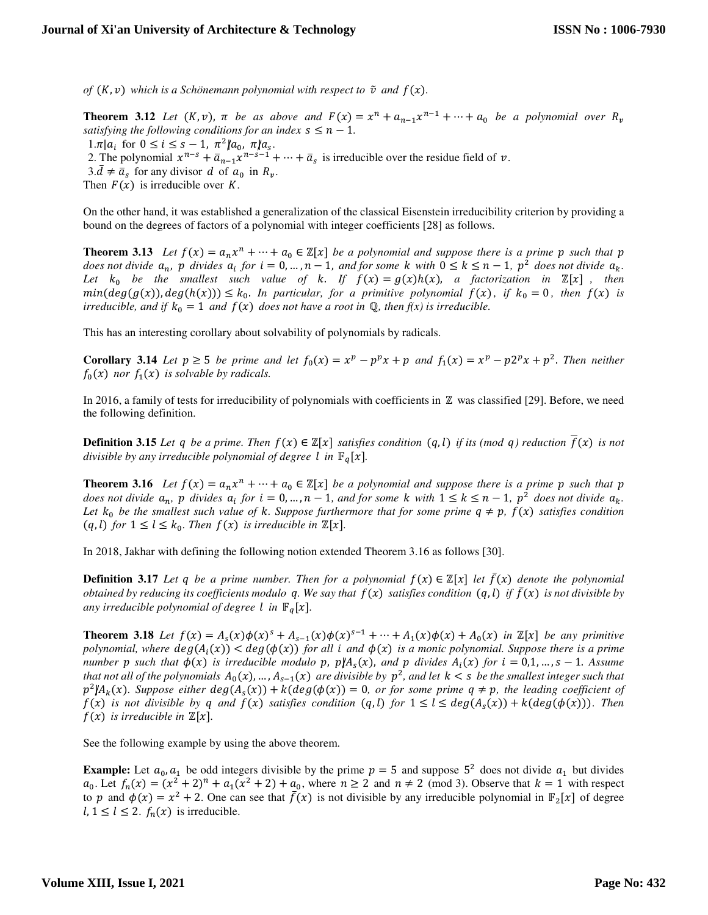*of $(K, v)$ which is a Schönemann polynomial with respect to $\tilde{v}$ and $f(x)$.*

**Theorem 3.12** *Let $(K, v)$, $\pi$ be as above and $F(x) = x^n + a_{n-1}x^{n-1} + \cdots + a_0$ be a polynomial over $R_v$ satisfying the following conditions for an index $s \leq n-1$.*

1. $\pi | a_i$ for $0 \leq i \leq s-1$, $\pi^2 \nmid a_0$, $\pi \nmid a_s$.
2. The polynomial $x^{n-s} + \bar{a}_{n-1}x^{n-s-1} + \cdots + \bar{a}_s$ is irreducible over the residue field of $v$.
3. $\bar{d} \neq \bar{a}_s$ for any divisor $d$ of $a_0$ in $R_v$.

Then $F(x)$ is irreducible over $K$.

On the other hand, it was established a generalization of the classical Eisenstein irreducibility criterion by providing a bound on the degrees of factors of a polynomial with integer coefficients [28] as follows.

**Theorem 3.13** *Let $f(x) = a_n x^n + \cdots + a_0 \in \mathbb{Z}[x]$ be a polynomial and suppose there is a prime $p$ such that $p$ does not divide $a_n$, $p$ divides $a_i$ for $i = 0, \ldots, n-1$, and for some $k$ with $0 \leq k \leq n-1$, $p^2$ does not divide $a_k$. Let $k_0$ be the smallest such value of $k$. If $f(x) = g(x)h(x)$, a factorization in $\mathbb{Z}[x]$, then $min(deg(g(x)), deg(h(x))) \leq k_0$. In particular, for a primitive polynomial $f(x)$, if $k_0 = 0$, then $f(x)$ is irreducible, and if $k_0 = 1$ and $f(x)$ does not have a root in $\mathbb{Q}$, then f(x) is irreducible.*

This has an interesting corollary about solvability of polynomials by radicals.

**Corollary 3.14** *Let $p \geq 5$ be prime and let $f_0(x) = x^p - p^p x + p$ and $f_1(x) = x^p - p2^p x + p^2$. Then neither $f_0(x)$ nor $f_1(x)$ is solvable by radicals.*

In 2016, a family of tests for irreducibility of polynomials with coefficients in $\mathbb{Z}$ was classified [29]. Before, we need the following definition.

**Definition 3.15** *Let $q$ be a prime. Then $f(x) \in \mathbb{Z}[x]$ satisfies condition $(q, l)$ if its (mod $q$) reduction $\overline{f}(x)$ is not divisible by any irreducible polynomial of degree $l$ in $\mathbb{F}_q[x]$.*

**Theorem 3.16** *Let $f(x) = a_n x^n + \cdots + a_0 \in \mathbb{Z}[x]$ be a polynomial and suppose there is a prime $p$ such that $p$ does not divide $a_n$, $p$ divides $a_i$ for $i = 0, \ldots, n-1$, and for some $k$ with $1 \leq k \leq n-1$, $p^2$ does not divide $a_k$. Let $k_0$ be the smallest such value of $k$. Suppose furthermore that for some prime $q \neq p$, $f(x)$ satisfies condition $(q, l)$ for $1 \leq l \leq k_0$. Then $f(x)$ is irreducible in $\mathbb{Z}[x]$.*

In 2018, Jakhar with defining the following notion extended Theorem 3.16 as follows [30].

**Definition 3.17** *Let $q$ be a prime number. Then for a polynomial $f(x) \in \mathbb{Z}[x]$ let $\bar{f}(x)$ denote the polynomial obtained by reducing its coefficients modulo $q$. We say that $f(x)$ satisfies condition $(q, l)$ if $\bar{f}(x)$ is not divisible by any irreducible polynomial of degree $l$ in $\mathbb{F}_q[x]$.*

**Theorem 3.18** *Let $f(x) = A_s(x)\phi(x)^s + A_{s-1}(x)\phi(x)^{s-1} + \cdots + A_1(x)\phi(x) + A_0(x)$ in $\mathbb{Z}[x]$ be any primitive polynomial, where $deg(A_i(x)) < deg(\phi(x))$ for all $i$ and $\phi(x)$ is a monic polynomial. Suppose there is a prime number $p$ such that $\phi(x)$ is irreducible modulo $p$, $p \nmid A_s(x)$, and $p$ divides $A_i(x)$ for $i = 0, 1, \ldots, s-1$. Assume that not all of the polynomials $A_0(x), \ldots, A_{s-1}(x)$ are divisible by $p^2$, and let $k < s$ be the smallest integer such that $p^2 \nmid A_k(x)$. Suppose either $deg(A_s(x)) + k(deg(\phi(x)) = 0$, or for some prime $q \neq p$, the leading coefficient of $f(x)$ is not divisible by $q$ and $f(x)$ satisfies condition $(q, l)$ for $1 \leq l \leq deg(A_s(x)) + k(deg(\phi(x)))$. Then $f(x)$ is irreducible in $\mathbb{Z}[x]$.*

See the following example by using the above theorem.

**Example:** Let $a_0, a_1$ be odd integers divisible by the prime $p = 5$ and suppose $5^2$ does not divide $a_1$ but divides $a_0$. Let $f_n(x) = (x^2+2)^n + a_1(x^2+2) + a_0$, where $n \geq 2$ and $n \neq 2$ (mod 3). Observe that $k = 1$ with respect to $p$ and $\phi(x) = x^2 + 2$. One can see that $\bar{f}(x)$ is not divisible by any irreducible polynomial in $\mathbb{F}_2[x]$ of degree $l, 1 \leq l \leq 2$. $f_n(x)$ is irreducible.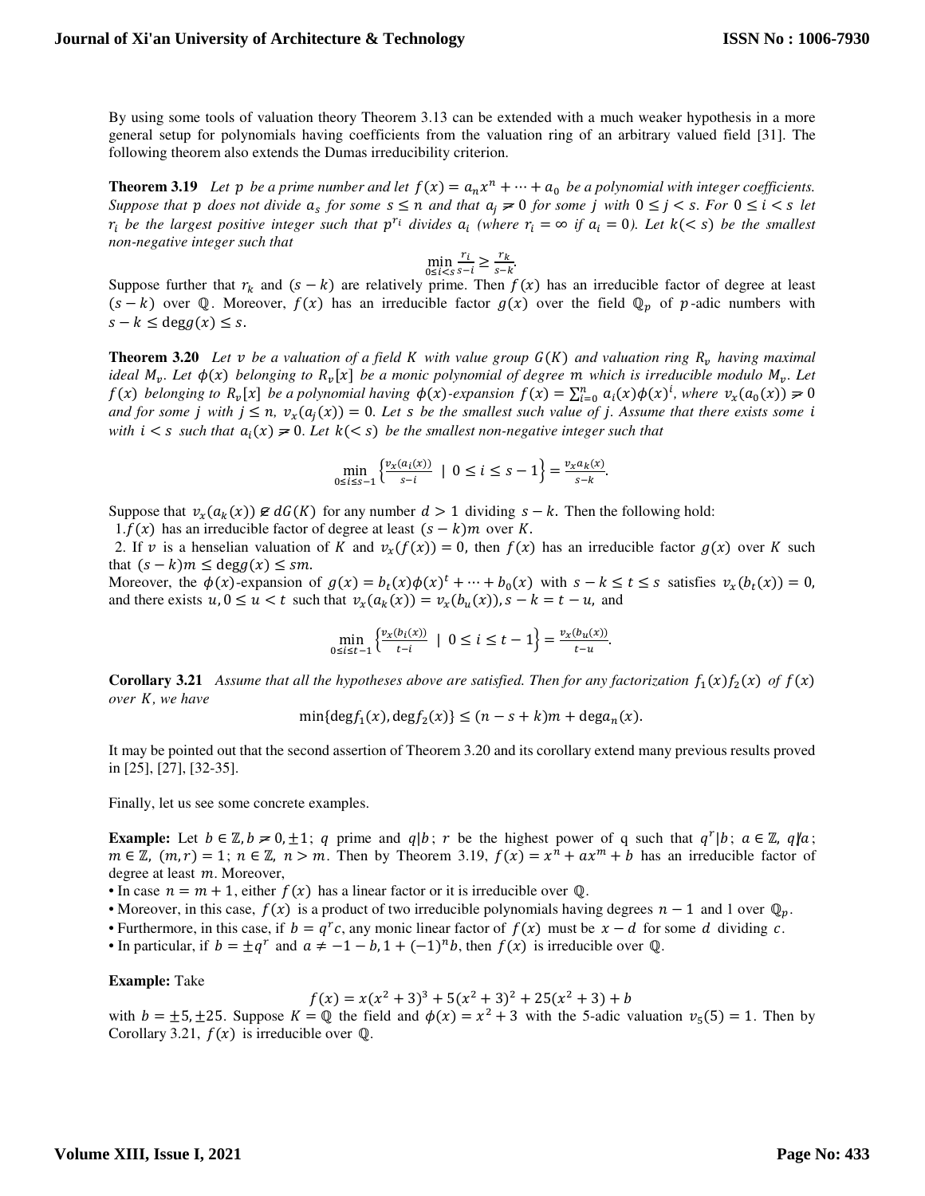By using some tools of valuation theory Theorem 3.13 can be extended with a much weaker hypothesis in a more general setup for polynomials having coefficients from the valuation ring of an arbitrary valued field [31]. The following theorem also extends the Dumas irreducibility criterion.

**Theorem 3.19** *Let $p$ be a prime number and let $f(x) = a_n x^n + \cdots + a_0$ be a polynomial with integer coefficients. Suppose that $p$ does not divide $a_s$ for some $s \leq n$ and that $a_j \neq 0$ for some $j$ with $0 \leq j < s$. For $0 \leq i < s$ let $r_i$ be the largest positive integer such that $p^{r_i}$ divides $a_i$ (where $r_i = \infty$ if $a_i = 0$). Let $k(< s)$ be the smallest non-negative integer such that*

$$\min_{0 \leq i < s} \frac{r_i}{s-i} \geq \frac{r_k}{s-k}.$$

Suppose further that $r_k$ and $(s-k)$ are relatively prime. Then $f(x)$ has an irreducible factor of degree at least $(s-k)$ over $\mathbb{Q}$. Moreover, $f(x)$ has an irreducible factor $g(x)$ over the field $\mathbb{Q}_p$ of $p$-adic numbers with $s - k \leq \deg g(x) \leq s$.

**Theorem 3.20** *Let $v$ be a valuation of a field $K$ with value group $G(K)$ and valuation ring $R_v$ having maximal ideal $M_v$. Let $\phi(x)$ belonging to $R_v[x]$ be a monic polynomial of degree $m$ which is irreducible modulo $M_v$. Let $f(x)$ belonging to $R_v[x]$ be a polynomial having $\phi(x)$-expansion $f(x) = \sum_{i=0}^{n} a_i(x)\phi(x)^i$, where $v_x(a_0(x)) \neq 0$ and for some $j$ with $j \leq n$, $v_x(a_j(x)) = 0$. Let $s$ be the smallest such value of $j$. Assume that there exists some $i$ with $i < s$ such that $a_i(x) \neq 0$. Let $k(< s)$ be the smallest non-negative integer such that*

$$\min_{0 \leq i \leq s-1} \left\{ \frac{v_x(a_i(x))}{s-i} \;\middle|\; 0 \leq i \leq s-1 \right\} = \frac{v_x a_k(x)}{s-k}.$$

Suppose that $v_x(a_k(x)) \notin dG(K)$ for any number $d > 1$ dividing $s-k$. Then the following hold:

1. $f(x)$ has an irreducible factor of degree at least $(s-k)m$ over $K$.
2. If $v$ is a henselian valuation of $K$ and $v_x(f(x)) = 0$, then $f(x)$ has an irreducible factor $g(x)$ over $K$ such that $(s-k)m \leq \deg g(x) \leq sm$.

Moreover, the $\phi(x)$-expansion of $g(x) = b_t(x)\phi(x)^t + \cdots + b_0(x)$ with $s - k \leq t \leq s$ satisfies $v_x(b_t(x)) = 0$, and there exists $u, 0 \leq u < t$ such that $v_x(a_k(x)) = v_x(b_u(x)), s-k = t-u$, and

$$\min_{0 \leq i \leq t-1} \left\{ \frac{v_x(b_i(x))}{t-i} \;\middle|\; 0 \leq i \leq t-1 \right\} = \frac{v_x(b_u(x))}{t-u}.$$

**Corollary 3.21** *Assume that all the hypotheses above are satisfied. Then for any factorization $f_1(x)f_2(x)$ of $f(x)$ over $K$, we have*

$$\min\{\deg f_1(x), \deg f_2(x)\} \leq (n-s+k)m + \deg a_n(x).$$

It may be pointed out that the second assertion of Theorem 3.20 and its corollary extend many previous results proved in [25], [27], [32-35].

Finally, let us see some concrete examples.

**Example:** Let $b \in \mathbb{Z}, b \neq 0, \pm 1$; $q$ prime and $q|b$; $r$ be the highest power of q such that $q^r|b$; $a \in \mathbb{Z}$, $q \nmid a$; $m \in \mathbb{Z}$, $(m,r) = 1$; $n \in \mathbb{Z}$, $n > m$. Then by Theorem 3.19, $f(x) = x^n + ax^m + b$ has an irreducible factor of degree at least $m$. Moreover,

- In case $n = m+1$, either $f(x)$ has a linear factor or it is irreducible over $\mathbb{Q}$.
- Moreover, in this case, $f(x)$ is a product of two irreducible polynomials having degrees $n-1$ and 1 over $\mathbb{Q}_p$.
- Furthermore, in this case, if $b = q^r c$, any monic linear factor of $f(x)$ must be $x - d$ for some $d$ dividing $c$.
- In particular, if $b = \pm q^r$ and $a \neq -1 - b, 1 + (-1)^n b$, then $f(x)$ is irreducible over $\mathbb{Q}$.

**Example:** Take

$$f(x) = x(x^2+3)^3 + 5(x^2+3)^2 + 25(x^2+3) + b$$

with $b = \pm 5, \pm 25$. Suppose $K = \mathbb{Q}$ the field and $\phi(x) = x^2 + 3$ with the 5-adic valuation $v_5(5) = 1$. Then by Corollary 3.21, $f(x)$ is irreducible over $\mathbb{Q}$.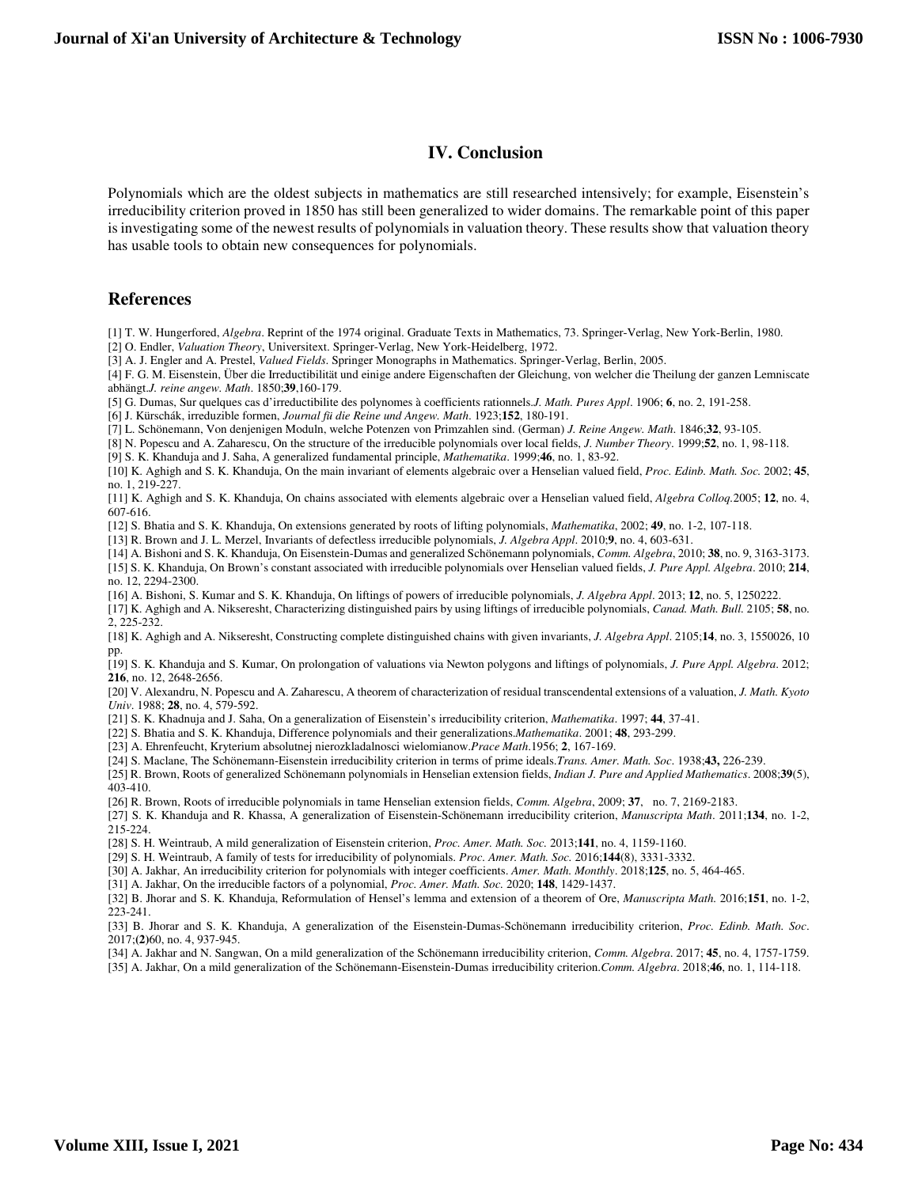## IV. Conclusion

Polynomials which are the oldest subjects in mathematics are still researched intensively; for example, Eisenstein's irreducibility criterion proved in 1850 has still been generalized to wider domains. The remarkable point of this paper is investigating some of the newest results of polynomials in valuation theory. These results show that valuation theory has usable tools to obtain new consequences for polynomials.

## References

[1] T. W. Hungerfored, *Algebra*. Reprint of the 1974 original. Graduate Texts in Mathematics, 73. Springer-Verlag, New York-Berlin, 1980.

[2] O. Endler, *Valuation Theory*, Universitext. Springer-Verlag, New York-Heidelberg, 1972.

[3] A. J. Engler and A. Prestel, *Valued Fields*. Springer Monographs in Mathematics. Springer-Verlag, Berlin, 2005.

[4] F. G. M. Eisenstein, Über die Irreductibilität und einige andere Eigenschaften der Gleichung, von welcher die Theilung der ganzen Lemniscate abhängt.*J. reine angew. Math*. 1850;**39**,160-179.

[5] G. Dumas, Sur quelques cas d'irreductibilite des polynomes à coefficients rationnels.*J. Math. Pures Appl*. 1906; **6**, no. 2, 191-258.

[6] J. Kürschák, irreduzible formen, *Journal fü die Reine und Angew. Math*. 1923;**152**, 180-191.

[7] L. Schönemann, Von denjenigen Moduln, welche Potenzen von Primzahlen sind. (German) *J. Reine Angew. Math*. 1846;**32**, 93-105.

[8] N. Popescu and A. Zaharescu, On the structure of the irreducible polynomials over local fields, *J. Number Theory*. 1999;**52**, no. 1, 98-118.

[9] S. K. Khanduja and J. Saha, A generalized fundamental principle, *Mathematika*. 1999;**46**, no. 1, 83-92.

[10] K. Aghigh and S. K. Khanduja, On the main invariant of elements algebraic over a Henselian valued field, *Proc. Edinb. Math. Soc.* 2002; **45**, no. 1, 219-227.

[11] K. Aghigh and S. K. Khanduja, On chains associated with elements algebraic over a Henselian valued field, *Algebra Colloq.*2005; **12**, no. 4, 607-616.

[12] S. Bhatia and S. K. Khanduja, On extensions generated by roots of lifting polynomials, *Mathematika*, 2002; **49**, no. 1-2, 107-118.

[13] R. Brown and J. L. Merzel, Invariants of defectless irreducible polynomials, *J. Algebra Appl*. 2010;**9**, no. 4, 603-631.

[14] A. Bishoni and S. K. Khanduja, On Eisenstein-Dumas and generalized Schönemann polynomials, *Comm. Algebra*, 2010; **38**, no. 9, 3163-3173.

[15] S. K. Khanduja, On Brown's constant associated with irreducible polynomials over Henselian valued fields, *J. Pure Appl. Algebra*. 2010; **214**, no. 12, 2294-2300.

[16] A. Bishoni, S. Kumar and S. K. Khanduja, On liftings of powers of irreducible polynomials, *J. Algebra Appl*. 2013; **12**, no. 5, 1250222.

[17] K. Aghigh and A. Nikseresht, Characterizing distinguished pairs by using liftings of irreducible polynomials, *Canad. Math. Bull.* 2105; **58**, no. 2, 225-232.

[18] K. Aghigh and A. Nikseresht, Constructing complete distinguished chains with given invariants, *J. Algebra Appl*. 2105;**14**, no. 3, 1550026, 10 pp.

[19] S. K. Khanduja and S. Kumar, On prolongation of valuations via Newton polygons and liftings of polynomials, *J. Pure Appl. Algebra*. 2012; **216**, no. 12, 2648-2656.

[20] V. Alexandru, N. Popescu and A. Zaharescu, A theorem of characterization of residual transcendental extensions of a valuation, *J. Math. Kyoto Univ*. 1988; **28**, no. 4, 579-592.

[21] S. K. Khadnuja and J. Saha, On a generalization of Eisenstein's irreducibility criterion, *Mathematika*. 1997; **44**, 37-41.

[22] S. Bhatia and S. K. Khanduja, Difference polynomials and their generalizations.*Mathematika*. 2001; **48**, 293-299.

[23] A. Ehrenfeucht, Kryterium absolutnej nierozkladalnosci wielomianow.*Prace Math*.1956; **2**, 167-169.

[24] S. Maclane, The Schönemann-Eisenstein irreducibility criterion in terms of prime ideals.*Trans. Amer. Math. Soc*. 1938;**43,** 226-239.

[25] R. Brown, Roots of generalized Schönemann polynomials in Henselian extension fields, *Indian J. Pure and Applied Mathematics*. 2008;**39**(5), 403-410.

[26] R. Brown, Roots of irreducible polynomials in tame Henselian extension fields, *Comm. Algebra*, 2009; **37**, no. 7, 2169-2183.

[27] S. K. Khanduja and R. Khassa, A generalization of Eisenstein-Schönemann irreducibility criterion, *Manuscripta Math*. 2011;**134**, no. 1-2, 215-224.

[28] S. H. Weintraub, A mild generalization of Eisenstein criterion, *Proc. Amer. Math. Soc.* 2013;**141**, no. 4, 1159-1160.

[29] S. H. Weintraub, A family of tests for irreducibility of polynomials. *Proc. Amer. Math. Soc.* 2016;**144**(8), 3331-3332.

[30] A. Jakhar, An irreducibility criterion for polynomials with integer coefficients. *Amer. Math. Monthly*. 2018;**125**, no. 5, 464-465.

[31] A. Jakhar, On the irreducible factors of a polynomial, *Proc. Amer. Math. Soc*. 2020; **148**, 1429-1437.

[32] B. Jhorar and S. K. Khanduja, Reformulation of Hensel's lemma and extension of a theorem of Ore, *Manuscripta Math.* 2016;**151**, no. 1-2, 223-241.

[33] B. Jhorar and S. K. Khanduja, A generalization of the Eisenstein-Dumas-Schönemann irreducibility criterion, *Proc. Edinb. Math. Soc*. 2017;**(2)**60, no. 4, 937-945.

[34] A. Jakhar and N. Sangwan, On a mild generalization of the Schönemann irreducibility criterion, *Comm. Algebra*. 2017; **45**, no. 4, 1757-1759.

[35] A. Jakhar, On a mild generalization of the Schönemann-Eisenstein-Dumas irreducibility criterion.*Comm. Algebra*. 2018;**46**, no. 1, 114-118.